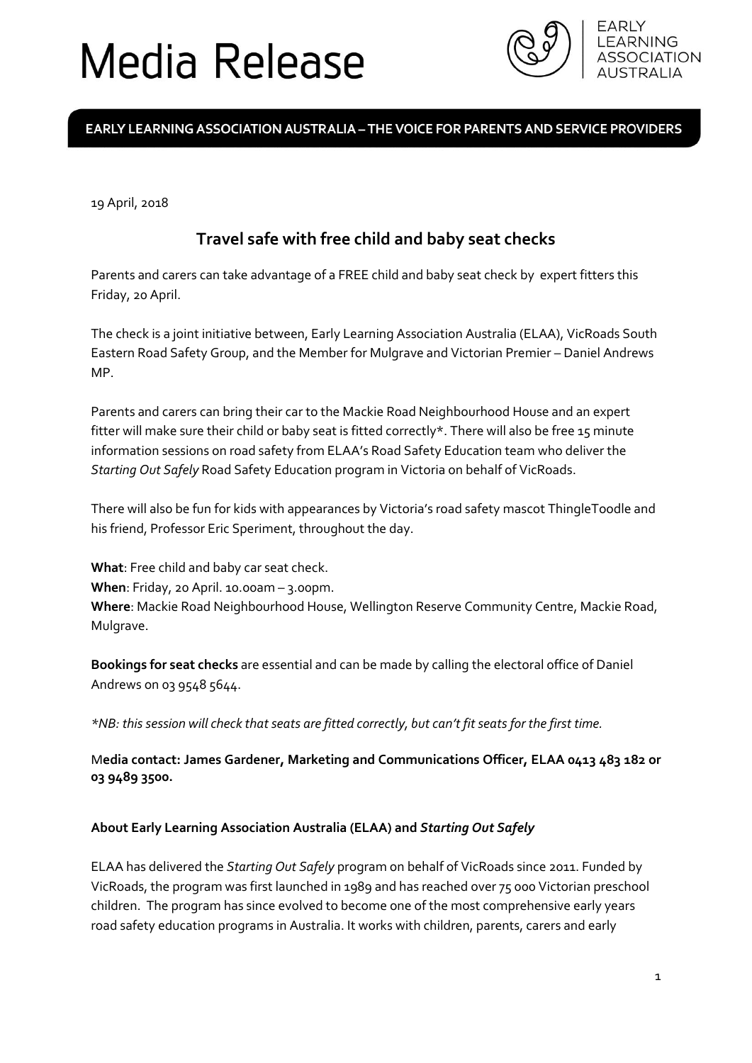# Media Release

EARLY LEARNING ASSOCIATION AUSTRALIA

**EARLY LEARNING ASSOCIATION AUSTRALIA – THE VOICE FOR PARENTS AND SERVICE PROVIDERS**

19 April, 2018

## Travel safe with free child and baby seat checks

Parents and carers can take advantage of a FREE child and baby seat check by expert fitters this Friday, 20 April.

The check is a joint initiative between, Early Learning Association Australia (ELAA), VicRoads South Eastern Road Safety Group, and the Member for Mulgrave and Victorian Premier – Daniel Andrews MP.

Parents and carers can bring their car to the Mackie Road Neighbourhood House and an expert fitter will make sure their child or baby seat is fitted correctly*. There will also be free 15 minute information sessions on road safety from ELAA's Road Safety Education team who deliver the *Starting Out Safely* Road Safety Education program in Victoria on behalf of VicRoads.

There will also be fun for kids with appearances by Victoria's road safety mascot ThingleToodle and his friend, Professor Eric Speriment, throughout the day.

**What**: Free child and baby car seat check.
**When**: Friday, 20 April. 10.00am – 3.00pm.
**Where**: Mackie Road Neighbourhood House, Wellington Reserve Community Centre, Mackie Road, Mulgrave.

**Bookings for seat checks** are essential and can be made by calling the electoral office of Daniel Andrews on 03 9548 5644.

*\*NB: this session will check that seats are fitted correctly, but can't fit seats for the first time.*

**Media contact: James Gardener, Marketing and Communications Officer, ELAA 0413 483 182 or 03 9489 3500.**

### About Early Learning Association Australia (ELAA) and *Starting Out Safely*

ELAA has delivered the *Starting Out Safely* program on behalf of VicRoads since 2011. Funded by VicRoads, the program was first launched in 1989 and has reached over 75 000 Victorian preschool children. The program has since evolved to become one of the most comprehensive early years road safety education programs in Australia. It works with children, parents, carers and early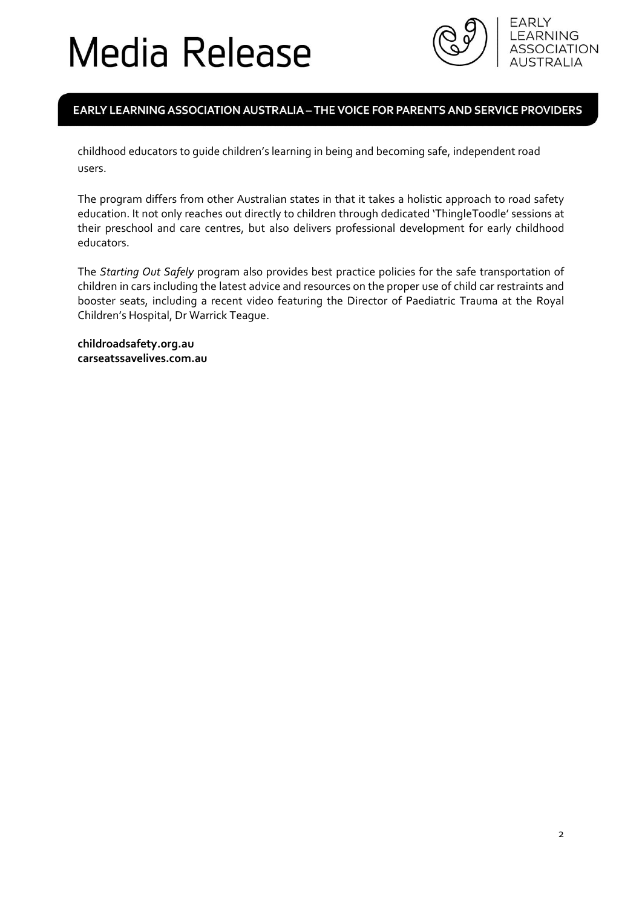childhood educators to guide children's learning in being and becoming safe, independent road users.

The program differs from other Australian states in that it takes a holistic approach to road safety education. It not only reaches out directly to children through dedicated 'ThingleToodle' sessions at their preschool and care centres, but also delivers professional development for early childhood educators.

The *Starting Out Safely* program also provides best practice policies for the safe transportation of children in cars including the latest advice and resources on the proper use of child car restraints and booster seats, including a recent video featuring the Director of Paediatric Trauma at the Royal Children's Hospital, Dr Warrick Teague.

**childroadsafety.org.au**
**carseatssavelives.com.au**